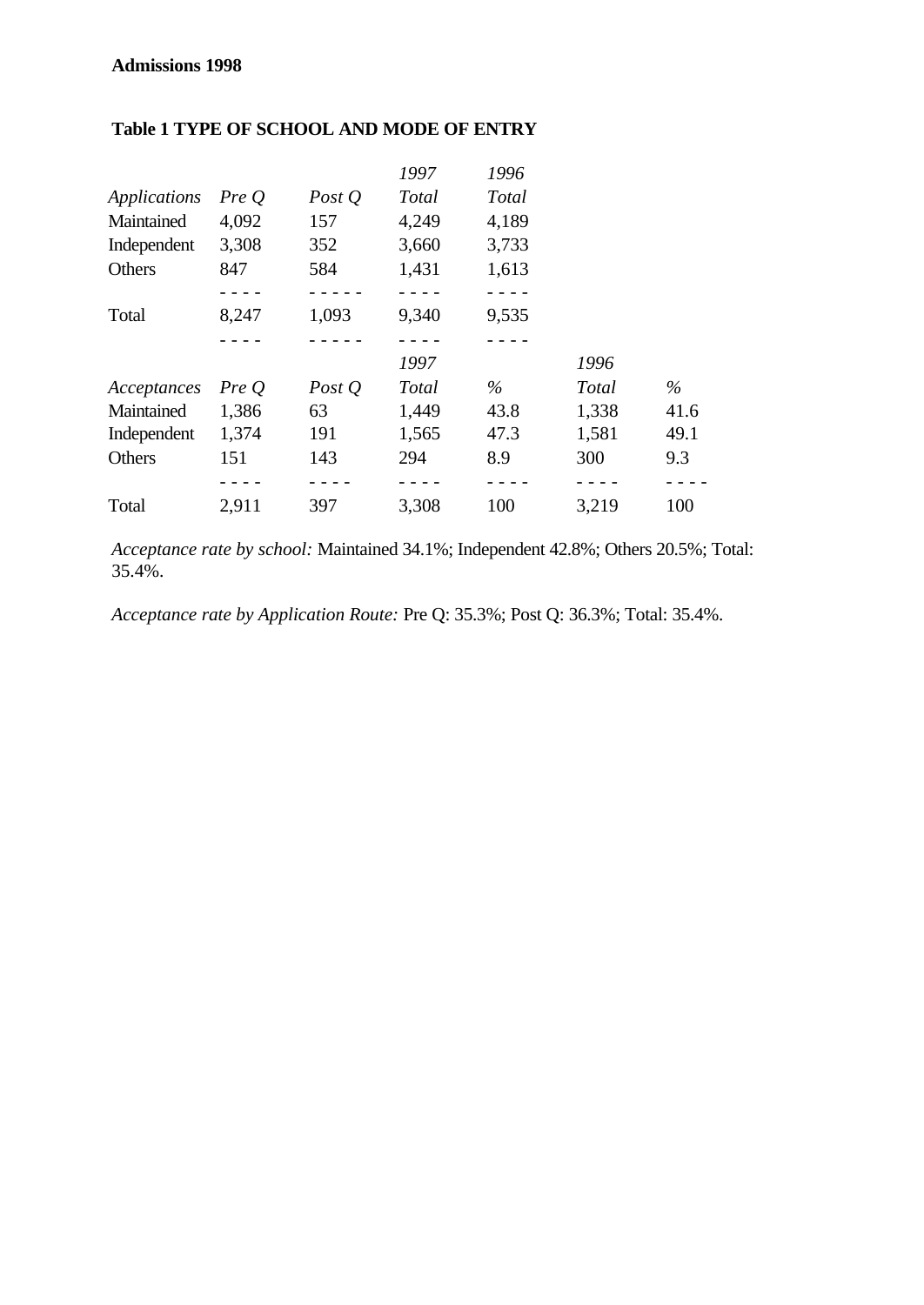**Admissions 1998**

**Table 1 TYPE OF SCHOOL AND MODE OF ENTRY**

| *Applications* | *Pre Q* | *Post Q* | *1997 Total* | *1996 Total* |
|---|---|---|---|---|
| Maintained | 4,092 | 157 | 4,249 | 4,189 |
| Independent | 3,308 | 352 | 3,660 | 3,733 |
| Others | 847 | 584 | 1,431 | 1,613 |
| Total | 8,247 | 1,093 | 9,340 | 9,535 |

| *Acceptances* | *Pre Q* | *Post Q* | *1997 Total* | *%* | *1996 Total* | *%* |
|---|---|---|---|---|---|---|
| Maintained | 1,386 | 63 | 1,449 | 43.8 | 1,338 | 41.6 |
| Independent | 1,374 | 191 | 1,565 | 47.3 | 1,581 | 49.1 |
| Others | 151 | 143 | 294 | 8.9 | 300 | 9.3 |
| Total | 2,911 | 397 | 3,308 | 100 | 3,219 | 100 |

*Acceptance rate by school:* Maintained 34.1%; Independent 42.8%; Others 20.5%; Total: 35.4%.

*Acceptance rate by Application Route:* Pre Q: 35.3%; Post Q: 36.3%; Total: 35.4%.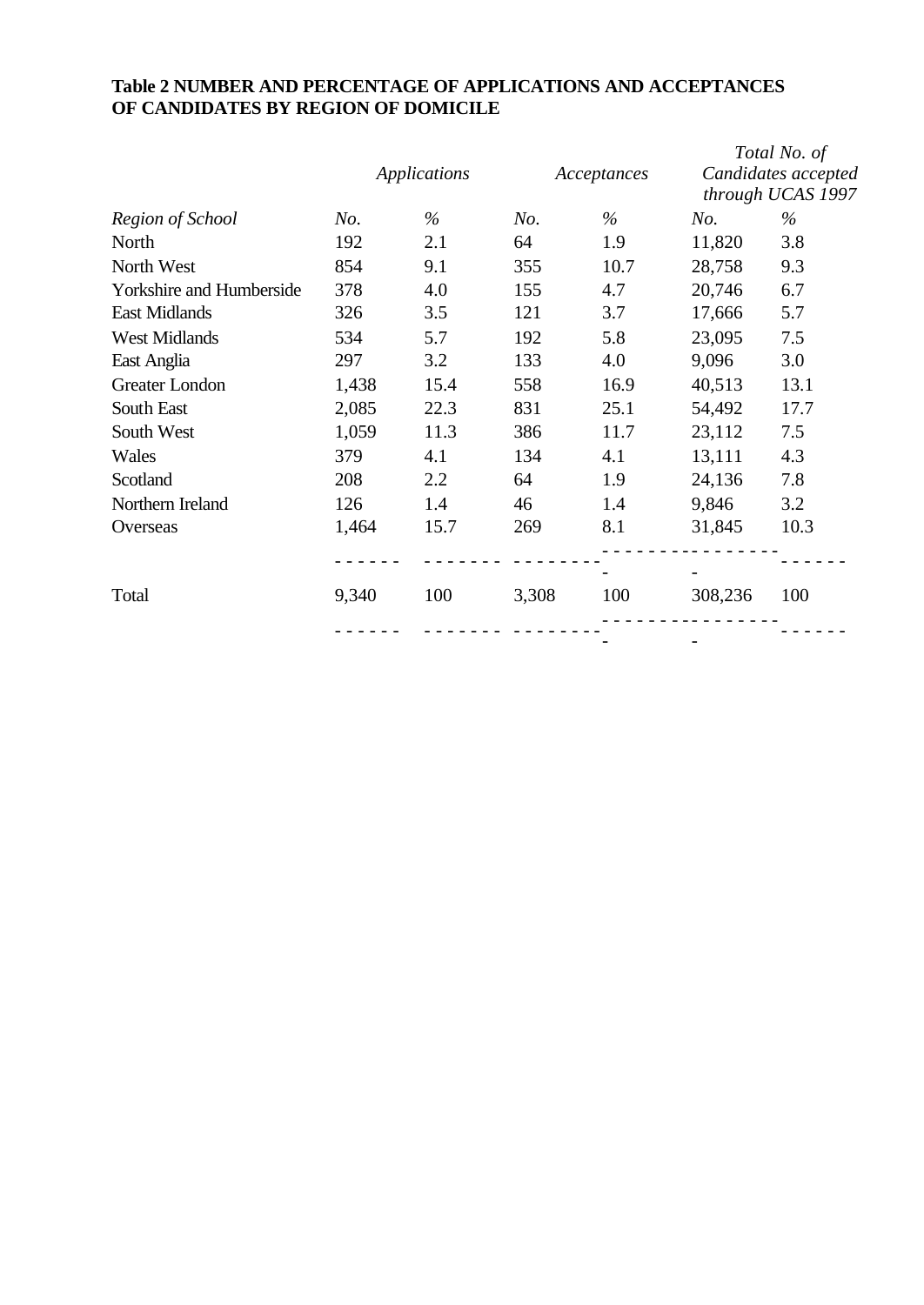**Table 2 NUMBER AND PERCENTAGE OF APPLICATIONS AND ACCEPTANCES OF CANDIDATES BY REGION OF DOMICILE**

| | *Applications* | | *Acceptances* | | *Total No. of Candidates accepted through UCAS 1997* | |
|---|---|---|---|---|---|---|
| *Region of School* | *No.* | *%* | *No.* | *%* | *No.* | *%* |
| North | 192 | 2.1 | 64 | 1.9 | 11,820 | 3.8 |
| North West | 854 | 9.1 | 355 | 10.7 | 28,758 | 9.3 |
| Yorkshire and Humberside | 378 | 4.0 | 155 | 4.7 | 20,746 | 6.7 |
| East Midlands | 326 | 3.5 | 121 | 3.7 | 17,666 | 5.7 |
| West Midlands | 534 | 5.7 | 192 | 5.8 | 23,095 | 7.5 |
| East Anglia | 297 | 3.2 | 133 | 4.0 | 9,096 | 3.0 |
| Greater London | 1,438 | 15.4 | 558 | 16.9 | 40,513 | 13.1 |
| South East | 2,085 | 22.3 | 831 | 25.1 | 54,492 | 17.7 |
| South West | 1,059 | 11.3 | 386 | 11.7 | 23,112 | 7.5 |
| Wales | 379 | 4.1 | 134 | 4.1 | 13,111 | 4.3 |
| Scotland | 208 | 2.2 | 64 | 1.9 | 24,136 | 7.8 |
| Northern Ireland | 126 | 1.4 | 46 | 1.4 | 9,846 | 3.2 |
| Overseas | 1,464 | 15.7 | 269 | 8.1 | 31,845 | 10.3 |
| Total | 9,340 | 100 | 3,308 | 100 | 308,236 | 100 |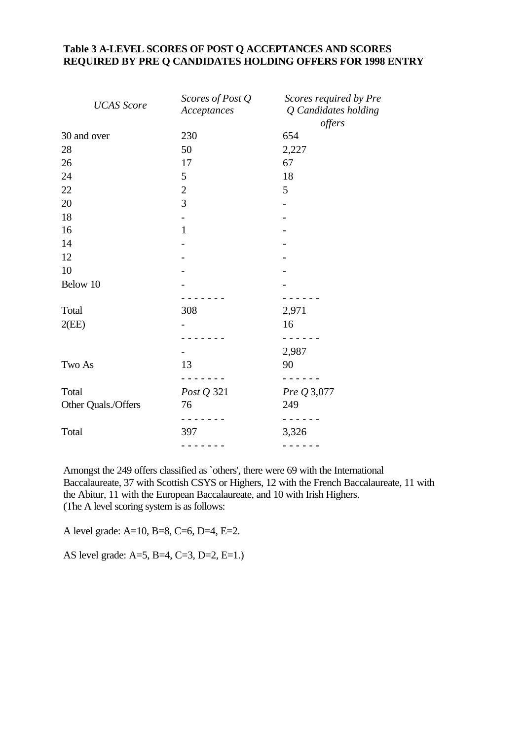**Table 3 A-LEVEL SCORES OF POST Q ACCEPTANCES AND SCORES REQUIRED BY PRE Q CANDIDATES HOLDING OFFERS FOR 1998 ENTRY**

| *UCAS Score* | *Scores of Post Q Acceptances* | *Scores required by Pre Q Candidates holding offers* |
|---|---|---|
| 30 and over | 230 | 654 |
| 28 | 50 | 2,227 |
| 26 | 17 | 67 |
| 24 | 5 | 18 |
| 22 | 2 | 5 |
| 20 | 3 | - |
| 18 | - | - |
| 16 | 1 | - |
| 14 | - | - |
| 12 | - | - |
| 10 | - | - |
| Below 10 | - | - |
| Total | 308 | 2,971 |
| 2(EE) | - | 16 |
| | - | 2,987 |
| Two As | 13 | 90 |
| Total | *Post Q* 321 | *Pre Q* 3,077 |
| Other Quals./Offers | 76 | 249 |
| Total | 397 | 3,326 |

Amongst the 249 offers classified as `others', there were 69 with the International Baccalaureate, 37 with Scottish CSYS or Highers, 12 with the French Baccalaureate, 11 with the Abitur, 11 with the European Baccalaureate, and 10 with Irish Highers.
(The A level scoring system is as follows:

A level grade: A=10, B=8, C=6, D=4, E=2.

AS level grade: A=5, B=4, C=3, D=2, E=1.)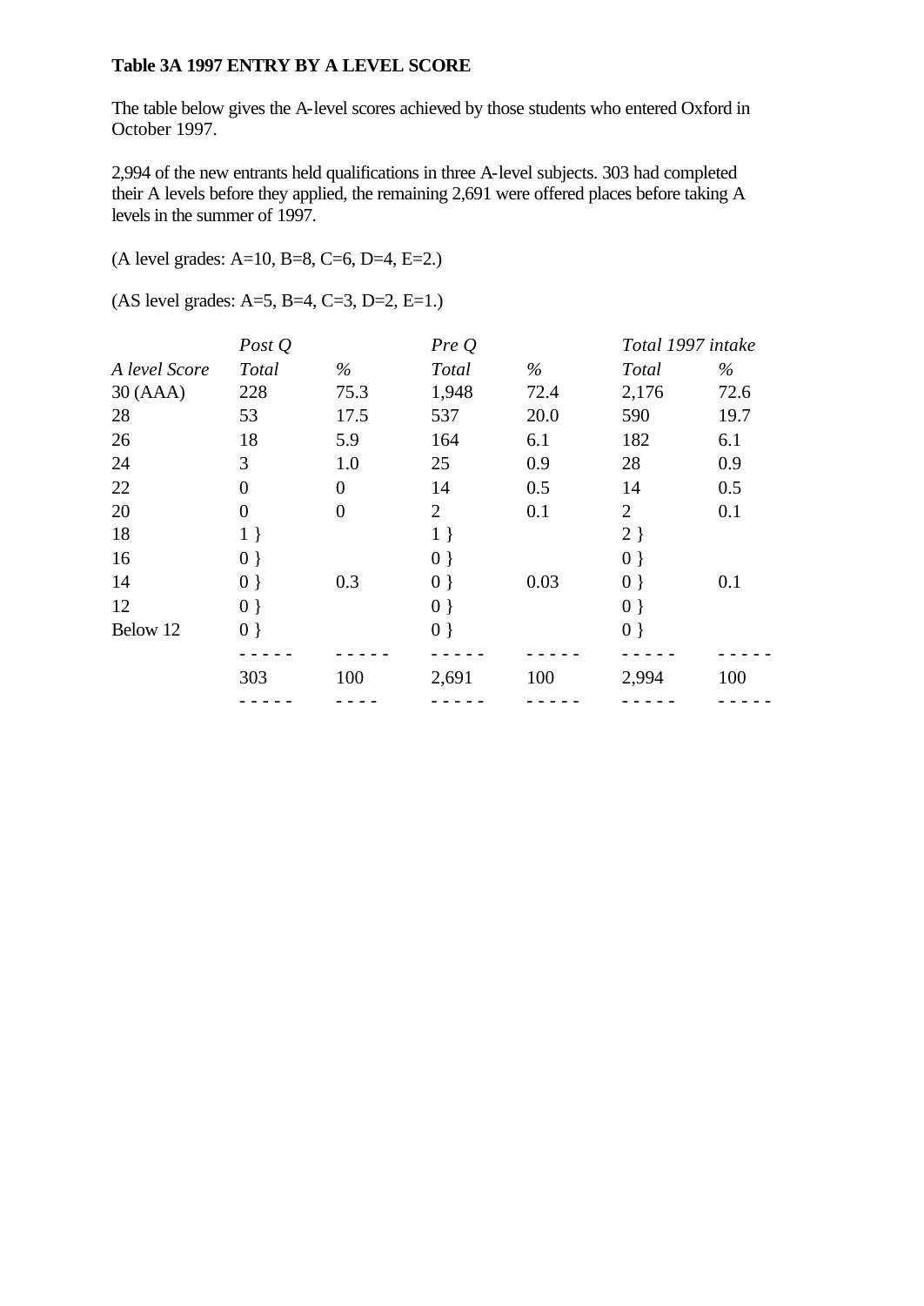**Table 3A 1997 ENTRY BY A LEVEL SCORE**

The table below gives the A-level scores achieved by those students who entered Oxford in October 1997.

2,994 of the new entrants held qualifications in three A-level subjects. 303 had completed their A levels before they applied, the remaining 2,691 were offered places before taking A levels in the summer of 1997.

(A level grades: A=10, B=8, C=6, D=4, E=2.)

(AS level grades: A=5, B=4, C=3, D=2, E=1.)

| | *Post Q* | | *Pre Q* | | *Total 1997 intake* | |
|---|---|---|---|---|---|---|
| *A level Score* | *Total* | *%* | *Total* | *%* | *Total* | *%* |
| 30 (AAA) | 228 | 75.3 | 1,948 | 72.4 | 2,176 | 72.6 |
| 28 | 53 | 17.5 | 537 | 20.0 | 590 | 19.7 |
| 26 | 18 | 5.9 | 164 | 6.1 | 182 | 6.1 |
| 24 | 3 | 1.0 | 25 | 0.9 | 28 | 0.9 |
| 22 | 0 | 0 | 14 | 0.5 | 14 | 0.5 |
| 20 | 0 | 0 | 2 | 0.1 | 2 | 0.1 |
| 18 | 1 } | | 1 } | | 2 } | |
| 16 | 0 } | | 0 } | | 0 } | |
| 14 | 0 } | 0.3 | 0 } | 0.03 | 0 } | 0.1 |
| 12 | 0 } | | 0 } | | 0 } | |
| Below 12 | 0 } | | 0 } | | 0 } | |
| | 303 | 100 | 2,691 | 100 | 2,994 | 100 |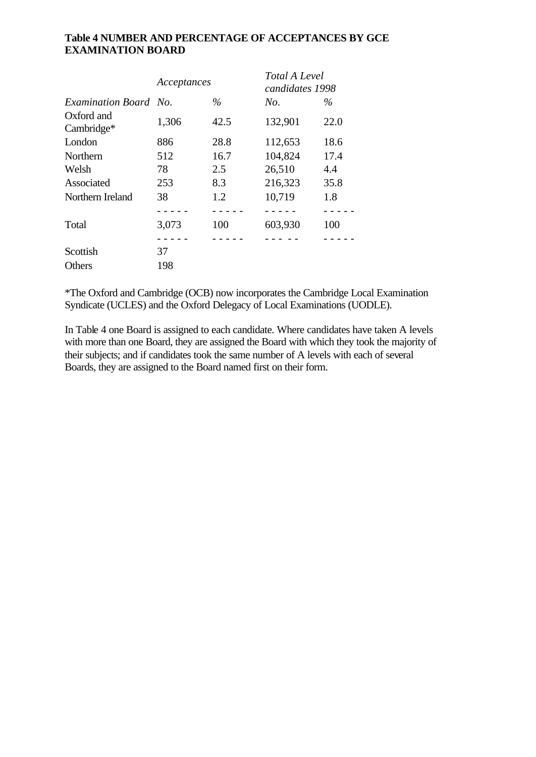**Table 4 NUMBER AND PERCENTAGE OF ACCEPTANCES BY GCE EXAMINATION BOARD**

| | *Acceptances* | | *Total A Level candidates 1998* | |
|---|---|---|---|---|
| *Examination Board* | *No.* | *%* | *No.* | *%* |
| Oxford and Cambridge* | 1,306 | 42.5 | 132,901 | 22.0 |
| London | 886 | 28.8 | 112,653 | 18.6 |
| Northern | 512 | 16.7 | 104,824 | 17.4 |
| Welsh | 78 | 2.5 | 26,510 | 4.4 |
| Associated | 253 | 8.3 | 216,323 | 35.8 |
| Northern Ireland | 38 | 1.2 | 10,719 | 1.8 |
| Total | 3,073 | 100 | 603,930 | 100 |
| Scottish | 37 | | | |
| Others | 198 | | | |

*The Oxford and Cambridge (OCB) now incorporates the Cambridge Local Examination Syndicate (UCLES) and the Oxford Delegacy of Local Examinations (UODLE).

In Table 4 one Board is assigned to each candidate. Where candidates have taken A levels with more than one Board, they are assigned the Board with which they took the majority of their subjects; and if candidates took the same number of A levels with each of several Boards, they are assigned to the Board named first on their form.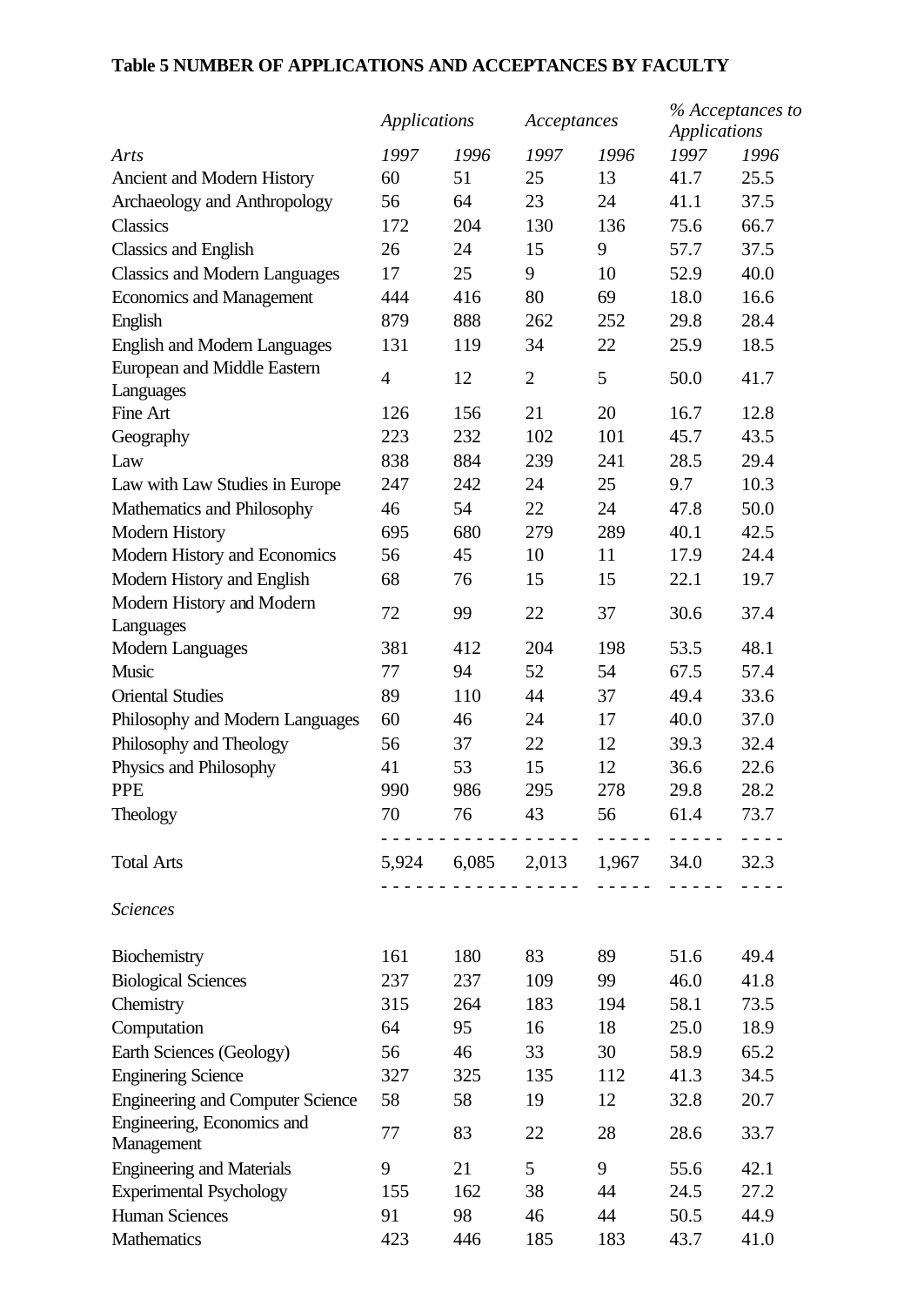**Table 5 NUMBER OF APPLICATIONS AND ACCEPTANCES BY FACULTY**

| | *Applications* | | *Acceptances* | | *% Acceptances to Applications* | |
|---|---|---|---|---|---|---|
| *Arts* | *1997* | *1996* | *1997* | *1996* | *1997* | *1996* |
| Ancient and Modern History | 60 | 51 | 25 | 13 | 41.7 | 25.5 |
| Archaeology and Anthropology | 56 | 64 | 23 | 24 | 41.1 | 37.5 |
| Classics | 172 | 204 | 130 | 136 | 75.6 | 66.7 |
| Classics and English | 26 | 24 | 15 | 9 | 57.7 | 37.5 |
| Classics and Modern Languages | 17 | 25 | 9 | 10 | 52.9 | 40.0 |
| Economics and Management | 444 | 416 | 80 | 69 | 18.0 | 16.6 |
| English | 879 | 888 | 262 | 252 | 29.8 | 28.4 |
| English and Modern Languages | 131 | 119 | 34 | 22 | 25.9 | 18.5 |
| European and Middle Eastern Languages | 4 | 12 | 2 | 5 | 50.0 | 41.7 |
| Fine Art | 126 | 156 | 21 | 20 | 16.7 | 12.8 |
| Geography | 223 | 232 | 102 | 101 | 45.7 | 43.5 |
| Law | 838 | 884 | 239 | 241 | 28.5 | 29.4 |
| Law with Law Studies in Europe | 247 | 242 | 24 | 25 | 9.7 | 10.3 |
| Mathematics and Philosophy | 46 | 54 | 22 | 24 | 47.8 | 50.0 |
| Modern History | 695 | 680 | 279 | 289 | 40.1 | 42.5 |
| Modern History and Economics | 56 | 45 | 10 | 11 | 17.9 | 24.4 |
| Modern History and English | 68 | 76 | 15 | 15 | 22.1 | 19.7 |
| Modern History and Modern Languages | 72 | 99 | 22 | 37 | 30.6 | 37.4 |
| Modern Languages | 381 | 412 | 204 | 198 | 53.5 | 48.1 |
| Music | 77 | 94 | 52 | 54 | 67.5 | 57.4 |
| Oriental Studies | 89 | 110 | 44 | 37 | 49.4 | 33.6 |
| Philosophy and Modern Languages | 60 | 46 | 24 | 17 | 40.0 | 37.0 |
| Philosophy and Theology | 56 | 37 | 22 | 12 | 39.3 | 32.4 |
| Physics and Philosophy | 41 | 53 | 15 | 12 | 36.6 | 22.6 |
| PPE | 990 | 986 | 295 | 278 | 29.8 | 28.2 |
| Theology | 70 | 76 | 43 | 56 | 61.4 | 73.7 |
| Total Arts | 5,924 | 6,085 | 2,013 | 1,967 | 34.0 | 32.3 |
| *Sciences* | | | | | | |
| Biochemistry | 161 | 180 | 83 | 89 | 51.6 | 49.4 |
| Biological Sciences | 237 | 237 | 109 | 99 | 46.0 | 41.8 |
| Chemistry | 315 | 264 | 183 | 194 | 58.1 | 73.5 |
| Computation | 64 | 95 | 16 | 18 | 25.0 | 18.9 |
| Earth Sciences (Geology) | 56 | 46 | 33 | 30 | 58.9 | 65.2 |
| Enginering Science | 327 | 325 | 135 | 112 | 41.3 | 34.5 |
| Engineering and Computer Science | 58 | 58 | 19 | 12 | 32.8 | 20.7 |
| Engineering, Economics and Management | 77 | 83 | 22 | 28 | 28.6 | 33.7 |
| Engineering and Materials | 9 | 21 | 5 | 9 | 55.6 | 42.1 |
| Experimental Psychology | 155 | 162 | 38 | 44 | 24.5 | 27.2 |
| Human Sciences | 91 | 98 | 46 | 44 | 50.5 | 44.9 |
| Mathematics | 423 | 446 | 185 | 183 | 43.7 | 41.0 |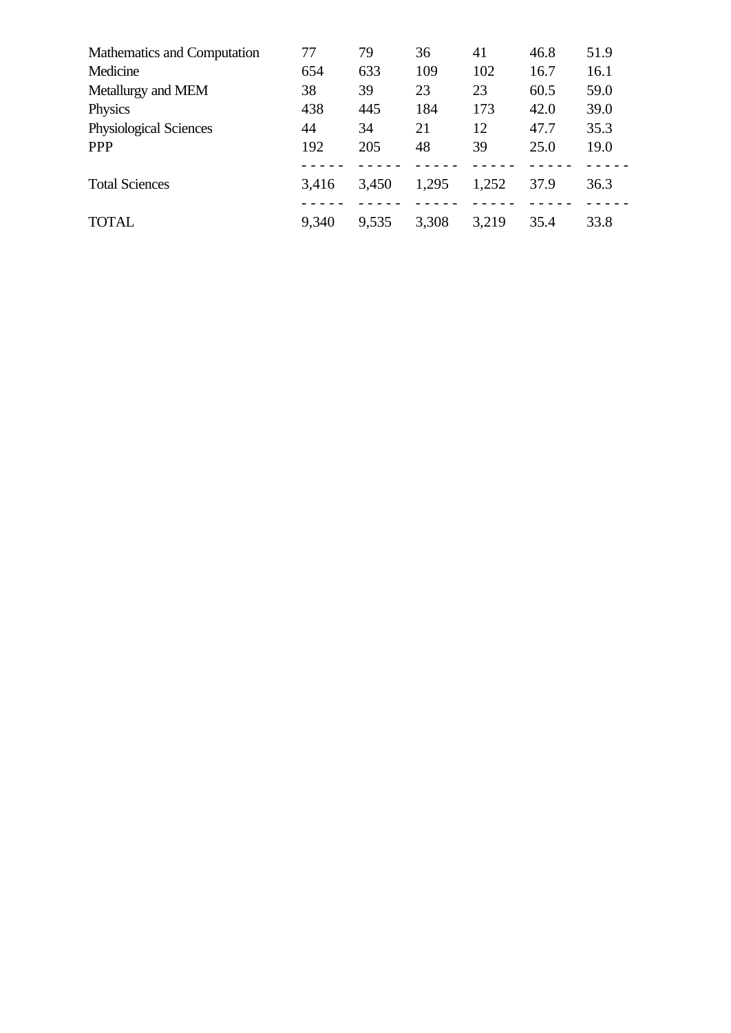| | | | | | | |
|---|---|---|---|---|---|---|
| Mathematics and Computation | 77 | 79 | 36 | 41 | 46.8 | 51.9 |
| Medicine | 654 | 633 | 109 | 102 | 16.7 | 16.1 |
| Metallurgy and MEM | 38 | 39 | 23 | 23 | 60.5 | 59.0 |
| Physics | 438 | 445 | 184 | 173 | 42.0 | 39.0 |
| Physiological Sciences | 44 | 34 | 21 | 12 | 47.7 | 35.3 |
| PPP | 192 | 205 | 48 | 39 | 25.0 | 19.0 |
| | - - - - - | - - - - - | - - - - - | - - - - - | - - - - - | - - - - - |
| Total Sciences | 3,416 | 3,450 | 1,295 | 1,252 | 37.9 | 36.3 |
| | - - - - - | - - - - - | - - - - - | - - - - - | - - - - - | - - - - - |
| TOTAL | 9,340 | 9,535 | 3,308 | 3,219 | 35.4 | 33.8 |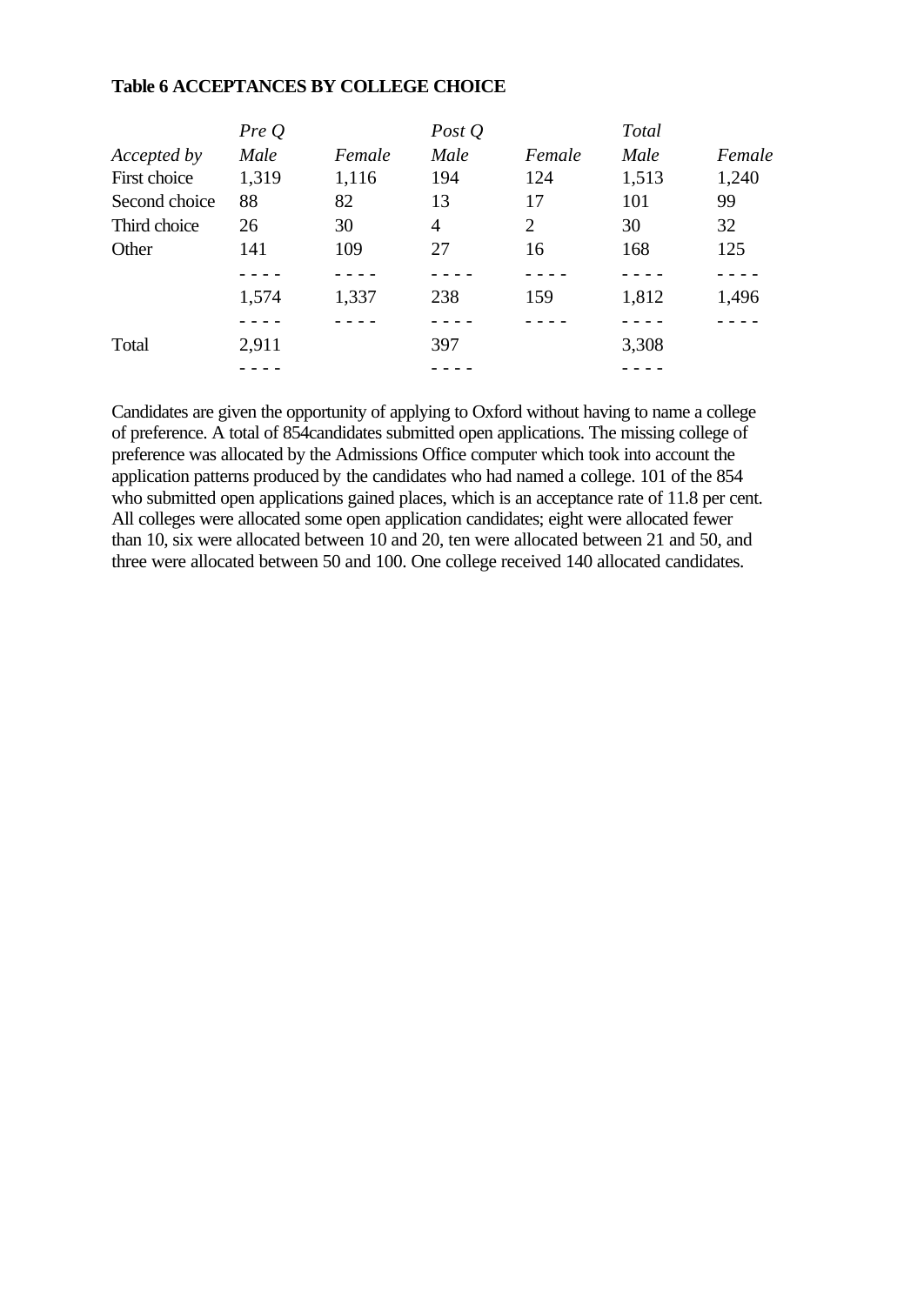**Table 6 ACCEPTANCES BY COLLEGE CHOICE**

| | *Pre Q* | | *Post Q* | | *Total* | |
|---|---|---|---|---|---|---|
| *Accepted by* | *Male* | *Female* | *Male* | *Female* | *Male* | *Female* |
| First choice | 1,319 | 1,116 | 194 | 124 | 1,513 | 1,240 |
| Second choice | 88 | 82 | 13 | 17 | 101 | 99 |
| Third choice | 26 | 30 | 4 | 2 | 30 | 32 |
| Other | 141 | 109 | 27 | 16 | 168 | 125 |
| | 1,574 | 1,337 | 238 | 159 | 1,812 | 1,496 |
| Total | 2,911 | | 397 | | 3,308 | |

Candidates are given the opportunity of applying to Oxford without having to name a college of preference. A total of 854candidates submitted open applications. The missing college of preference was allocated by the Admissions Office computer which took into account the application patterns produced by the candidates who had named a college. 101 of the 854 who submitted open applications gained places, which is an acceptance rate of 11.8 per cent. All colleges were allocated some open application candidates; eight were allocated fewer than 10, six were allocated between 10 and 20, ten were allocated between 21 and 50, and three were allocated between 50 and 100. One college received 140 allocated candidates.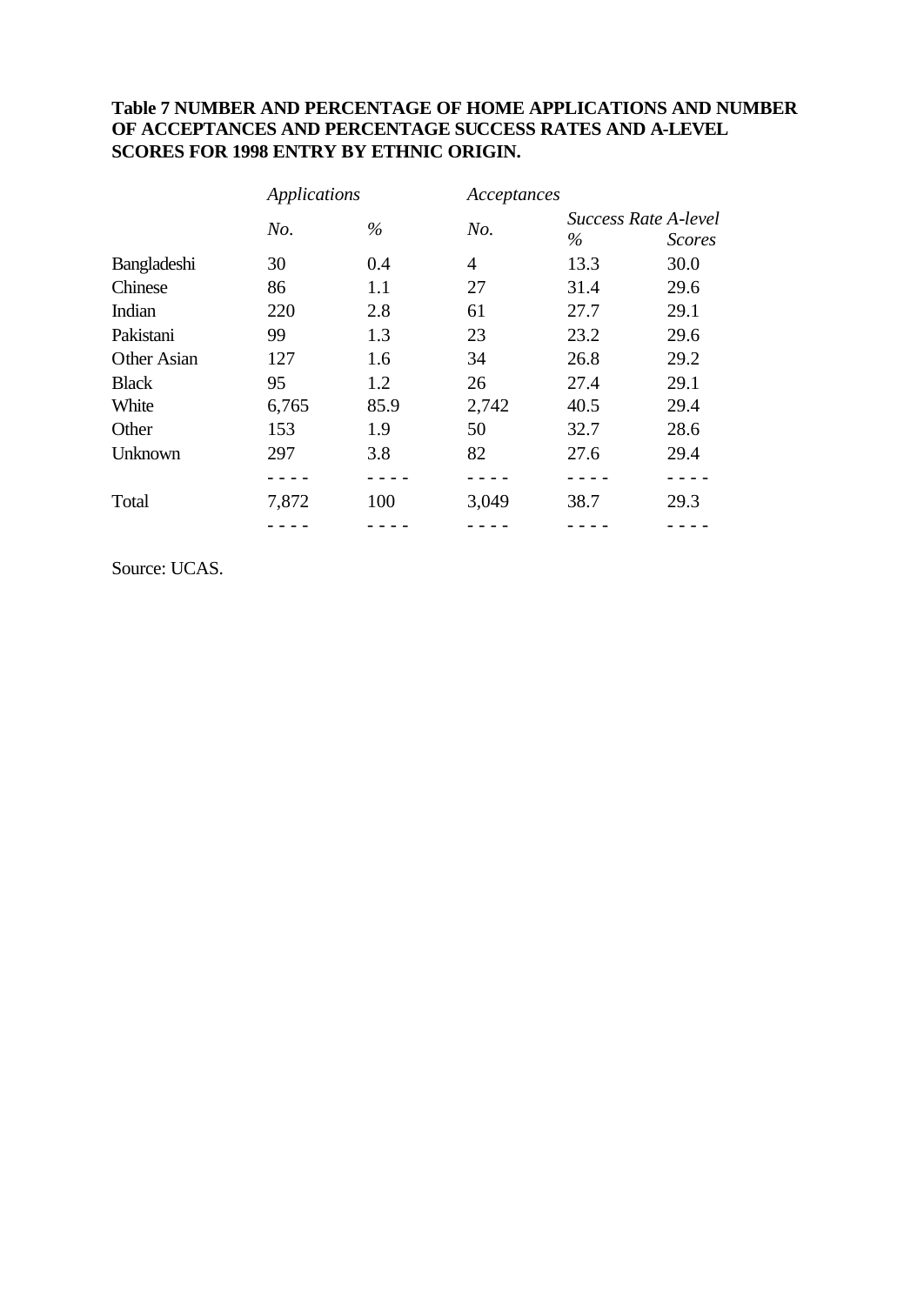**Table 7 NUMBER AND PERCENTAGE OF HOME APPLICATIONS AND NUMBER OF ACCEPTANCES AND PERCENTAGE SUCCESS RATES AND A-LEVEL SCORES FOR 1998 ENTRY BY ETHNIC ORIGIN.**

| | *Applications* | | *Acceptances* | | |
|---|---|---|---|---|---|
| | *No.* | *%* | *No.* | *Success Rate %* | *A-level Scores* |
| Bangladeshi | 30 | 0.4 | 4 | 13.3 | 30.0 |
| Chinese | 86 | 1.1 | 27 | 31.4 | 29.6 |
| Indian | 220 | 2.8 | 61 | 27.7 | 29.1 |
| Pakistani | 99 | 1.3 | 23 | 23.2 | 29.6 |
| Other Asian | 127 | 1.6 | 34 | 26.8 | 29.2 |
| Black | 95 | 1.2 | 26 | 27.4 | 29.1 |
| White | 6,765 | 85.9 | 2,742 | 40.5 | 29.4 |
| Other | 153 | 1.9 | 50 | 32.7 | 28.6 |
| Unknown | 297 | 3.8 | 82 | 27.6 | 29.4 |
| Total | 7,872 | 100 | 3,049 | 38.7 | 29.3 |

Source: UCAS.